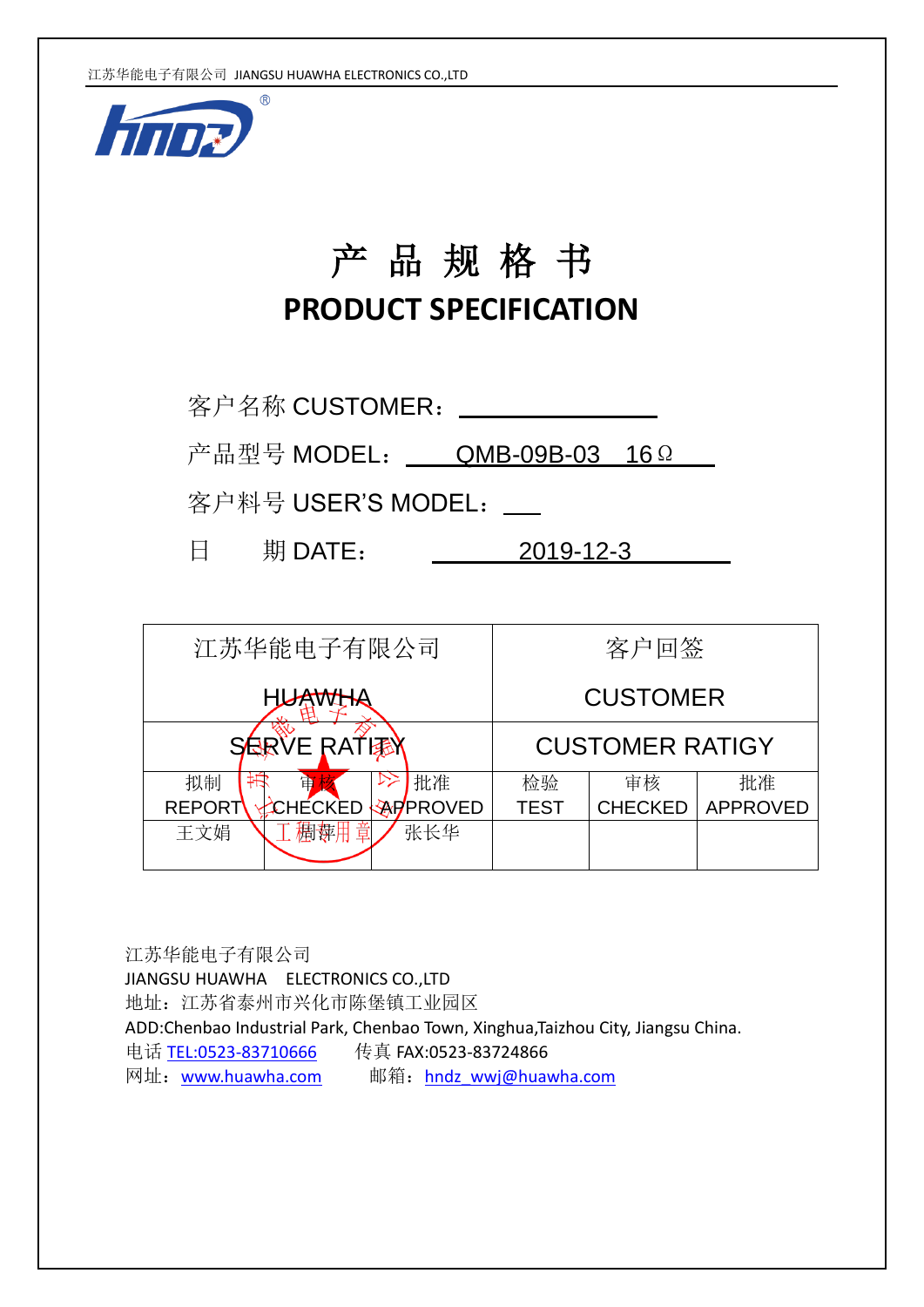江苏华能电子有限公司 JIANGSU HUAWHA ELECTRONICS CO.,LTD

# 产 品 规 格 书
# PRODUCT SPECIFICATION

客户名称 CUSTOMER：

产品型号 MODEL：QMB-09B-03 16Ω

客户料号 USER'S MODEL：

日 期 DATE： 2019-12-3

| 江苏华能电子有限公司 HUAWHA | | | 客户回签 CUSTOMER | | |
|---|---|---|---|---|---|
| SERVE RATITY | | | CUSTOMER RATIGY | | |
| 拟制 REPORT | 审核 CHECKED | 批准 APPROVED | 检验 TEST | 审核 CHECKED | 批准 APPROVED |
| 王文娟 | 周萍 | 张长华 | | | |

江苏华能电子有限公司
JIANGSU HUAWHA ELECTRONICS CO.,LTD
地址：江苏省泰州市兴化市陈堡镇工业园区
ADD:Chenbao Industrial Park, Chenbao Town, Xinghua,Taizhou City, Jiangsu China.
电话 TEL:0523-83710666 传真 FAX:0523-83724866
网址：www.huawha.com 邮箱：hndz_wwj@huawha.com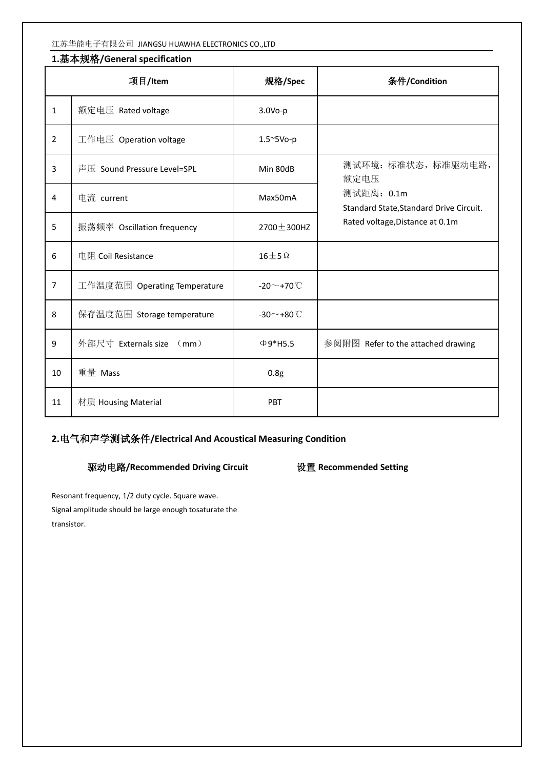## 1.基本规格/General specification

| 项目/Item | | 规格/Spec | 条件/Condition |
|---|---|---|---|
| 1 | 额定电压 Rated voltage | 3.0Vo-p | |
| 2 | 工作电压 Operation voltage | 1.5~5Vo-p | |
| 3 | 声压 Sound Pressure Level=SPL | Min 80dB | 测试环境：标准状态，标准驱动电路，额定电压<br>测试距离：0.1m<br>Standard State,Standard Drive Circuit. Rated voltage,Distance at 0.1m |
| 4 | 电流 current | Max50mA | |
| 5 | 振荡频率 Oscillation frequency | 2700±300HZ | |
| 6 | 电阻 Coil Resistance | 16±5Ω | |
| 7 | 工作温度范围 Operating Temperature | -20～+70℃ | |
| 8 | 保存温度范围 Storage temperature | -30～+80℃ | |
| 9 | 外部尺寸 Externals size （mm） | Φ9*H5.5 | 参阅附图 Refer to the attached drawing |
| 10 | 重量 Mass | 0.8g | |
| 11 | 材质 Housing Material | PBT | |

## 2.电气和声学测试条件/Electrical And Acoustical Measuring Condition

**驱动电路/Recommended Driving Circuit**

**设置 Recommended Setting**

Resonant frequency, 1/2 duty cycle. Square wave.
Signal amplitude should be large enough tosaturate the transistor.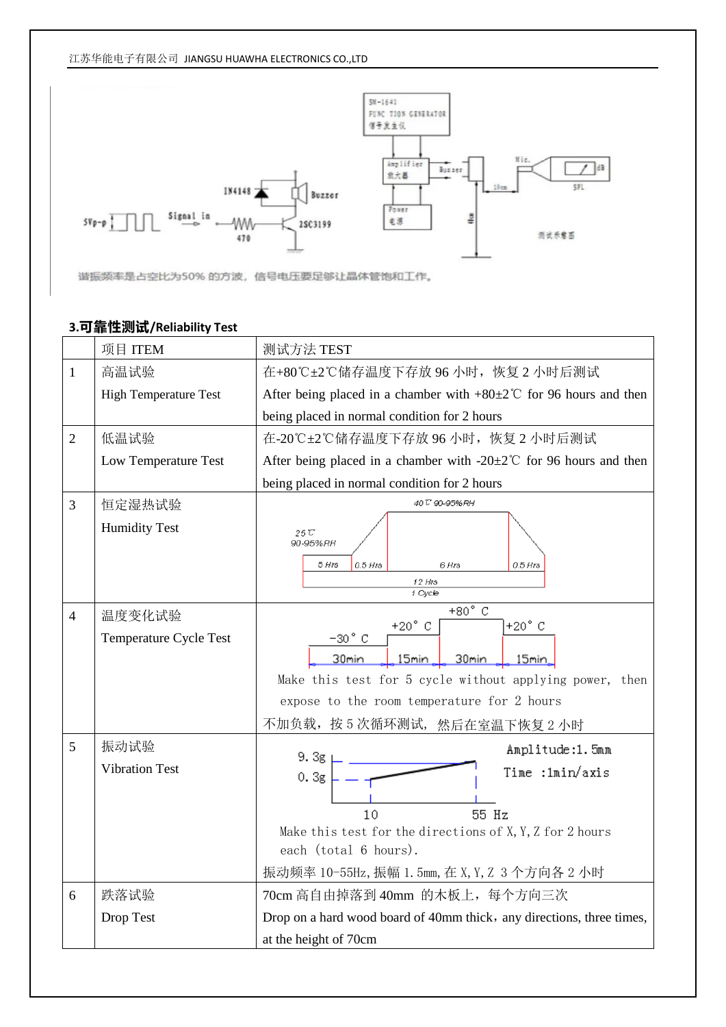SM-1641
FUNC TION GENERATOR
信号发生器

Amplifier
放大器

Power
电源

Buzzer

Mic.

10cm

dB

SPL

测试示意图

1N4148

Buzzer

5Vp-p

Signal in

470

2SC3199

谐振频率是占空比为50% 的方波，信号电压要足够让晶体管饱和工作。

### 3.可靠性测试/Reliability Test

| | 项目 ITEM | 测试方法 TEST |
|---|---|---|
| 1 | 高温试验<br>High Temperature Test | 在+80℃±2℃储存温度下存放 96 小时，恢复 2 小时后测试<br>After being placed in a chamber with +80±2℃ for 96 hours and then being placed in normal condition for 2 hours |
| 2 | 低温试验<br>Low Temperature Test | 在-20℃±2℃储存温度下存放 96 小时，恢复 2 小时后测试<br>After being placed in a chamber with -20±2℃ for 96 hours and then being placed in normal condition for 2 hours |
| 3 | 恒定湿热试验<br>Humidity Test | 40℃ 90-95%RH<br>25℃<br>90-95%RH<br>5 Hrs<br>0.5 Hrs<br>6 Hrs<br>0.5 Hrs<br>12 Hrs<br>1 Cycle |
| 4 | 温度变化试验<br>Temperature Cycle Test | +80° C<br>+20° C<br>-30° C<br>+20° C<br>30min<br>15min<br>30min<br>15min<br>Make this test for 5 cycle without applying power, then expose to the room temperature for 2 hours<br>不加负载，按 5 次循环测试，然后在室温下恢复 2 小时 |
| 5 | 振动试验<br>Vibration Test | 9.3g<br>0.3g<br>10<br>55 Hz<br>Amplitude:1.5mm<br>Time :1min/axis<br>Make this test for the directions of X,Y,Z for 2 hours each (total 6 hours).<br>振动频率 10-55Hz,振幅 1.5mm,在 X,Y,Z 3 个方向各 2 小时 |
| 6 | 跌落试验<br>Drop Test | 70cm 高自由掉落到 40mm 的木板上，每个方向三次<br>Drop on a hard wood board of 40mm thick，any directions, three times, at the height of 70cm |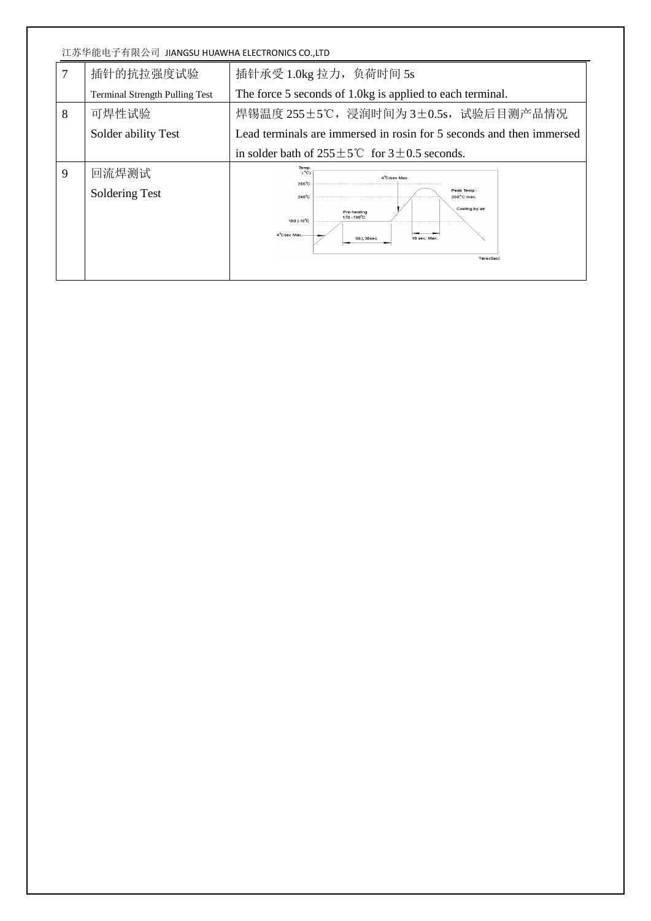| | | |
|---|---|---|
| 7 | 插针的抗拉强度试验<br>Terminal Strength Pulling Test | 插针承受 1.0kg 拉力，负荷时间 5s<br>The force 5 seconds of 1.0kg is applied to each terminal. |
| 8 | 可焊性试验<br>Solder ability Test | 焊锡温度 255±5℃，浸润时间为 3±0.5s，试验后目测产品情况<br>Lead terminals are immersed in rosin for 5 seconds and then immersed in solder bath of 255±5℃ for 3±0.5 seconds. |
| 9 | 回流焊测试<br>Soldering Test | Temp. (℃)<br>265℃<br>245℃<br>180±10℃<br>4℃/sec Max.<br>Pre-heating 170 -190℃<br>Peak Temp.: 250° C max.<br>Cooling by air<br>4℃sec Max.<br>90±30sec<br>10 sec. Max.<br>Time(Sec) |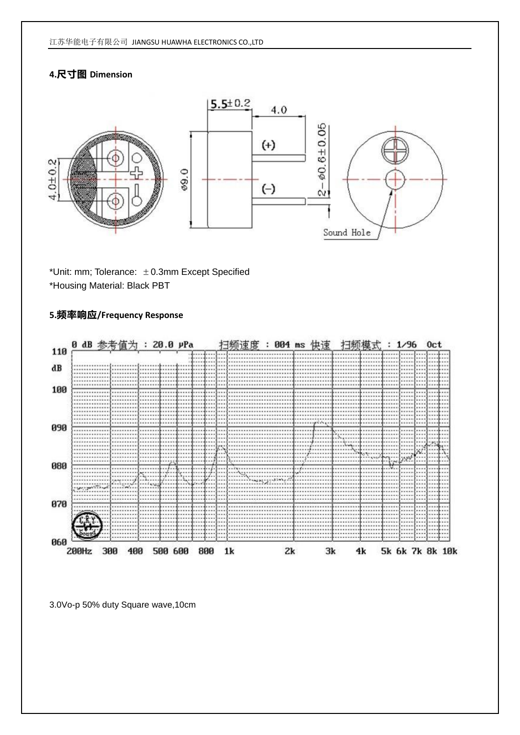## 4.尺寸图 Dimension

5.5±0.2

4.0

(+)

(-)

2-Φ0.6±0.05

4.0±0.2

Φ9.0

Sound Hole

*Unit: mm; Tolerance: ±0.3mm Except Specified

*Housing Material: Black PBT

## 5.频率响应/Frequency Response

0 dB 参考值为 : 20.0 μPa 扫频速度 : 004 ms 快速 扫频模式 : 1/96 Oct

110

dB

100

090

080

070

060

200Hz 300 400 500 600 800 1k 2k 3k 4k 5k 6k 7k 8k 10k

3.0Vo-p 50% duty Square wave,10cm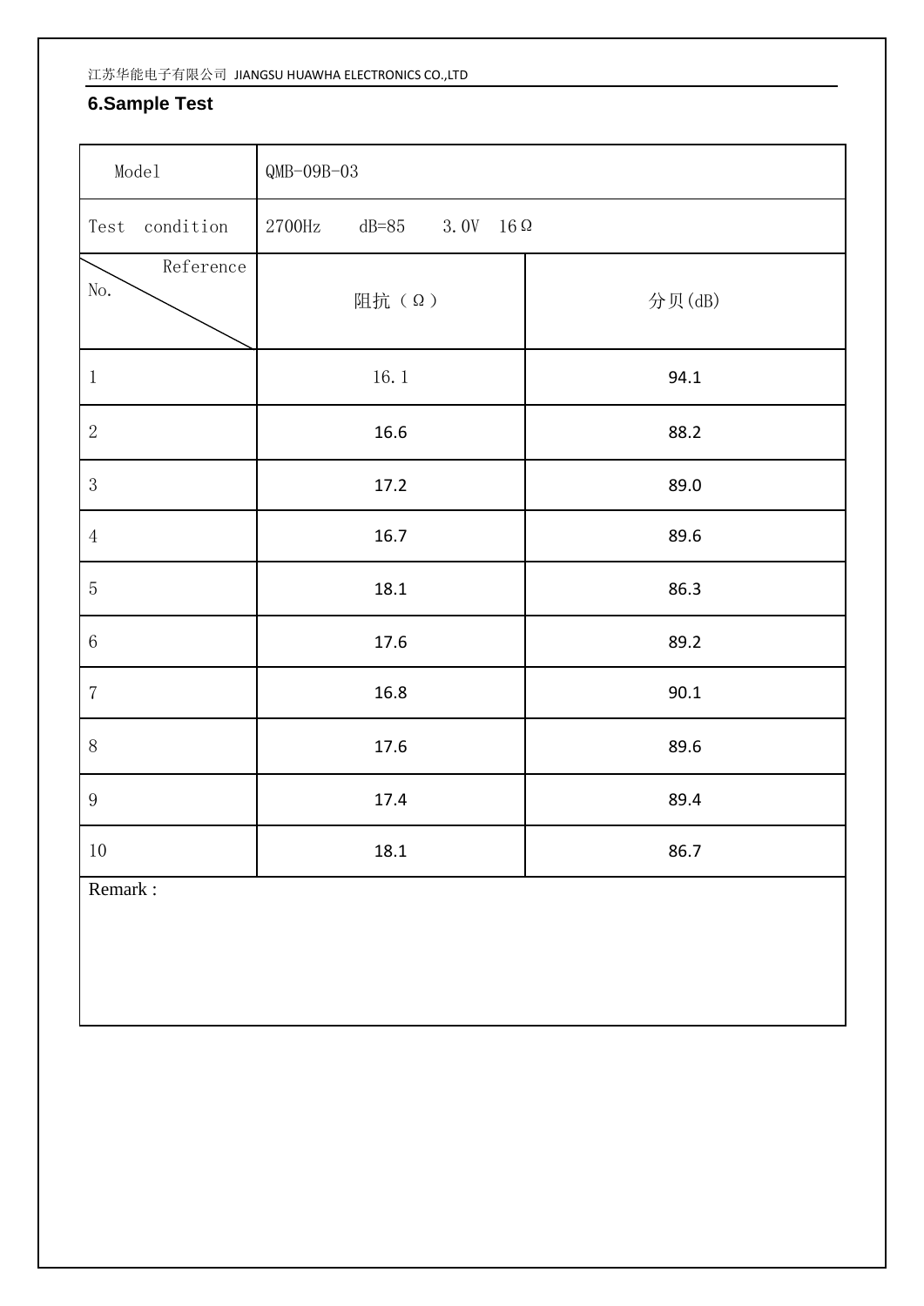## 6.Sample Test

| Model | QMB-09B-03 | |
|---|---|---|
| Test condition | 2700Hz dB=85 3.0V 16Ω | |
| Reference No. | 阻抗（Ω） | 分贝(dB) |
| 1 | 16.1 | 94.1 |
| 2 | 16.6 | 88.2 |
| 3 | 17.2 | 89.0 |
| 4 | 16.7 | 89.6 |
| 5 | 18.1 | 86.3 |
| 6 | 17.6 | 89.2 |
| 7 | 16.8 | 90.1 |
| 8 | 17.6 | 89.6 |
| 9 | 17.4 | 89.4 |
| 10 | 18.1 | 86.7 |
| Remark : | | |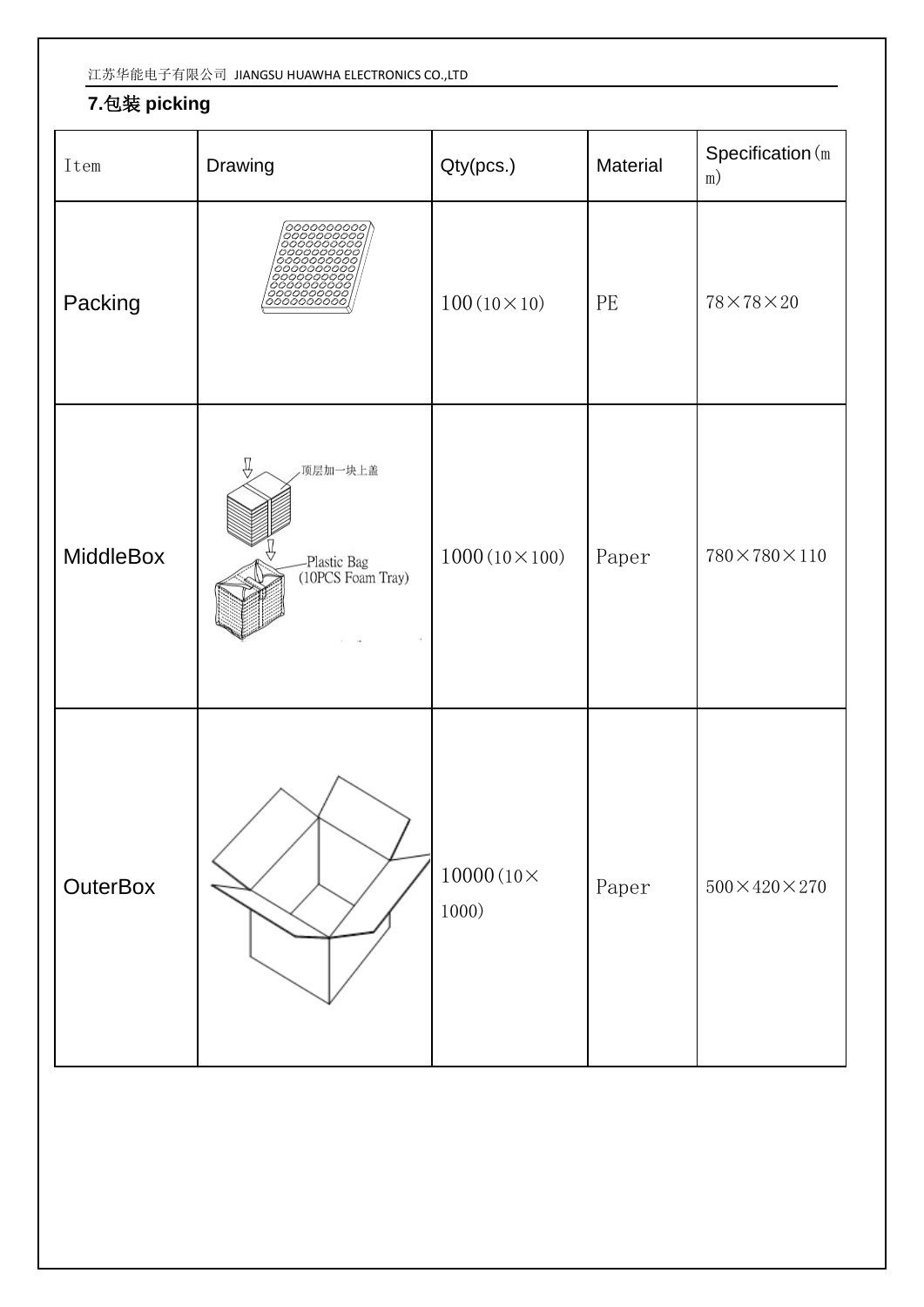## 7.包装 picking

| Item | Drawing | Qty(pcs.) | Material | Specification(mm) |
|---|---|---|---|---|
| Packing | | 100(10×10) | PE | 78×78×20 |
| MiddleBox | 顶层加一块上盖<br>Plastic Bag<br>(10PCS Foam Tray) | 1000(10×100) | Paper | 780×780×110 |
| OuterBox | | 10000(10×1000) | Paper | 500×420×270 |